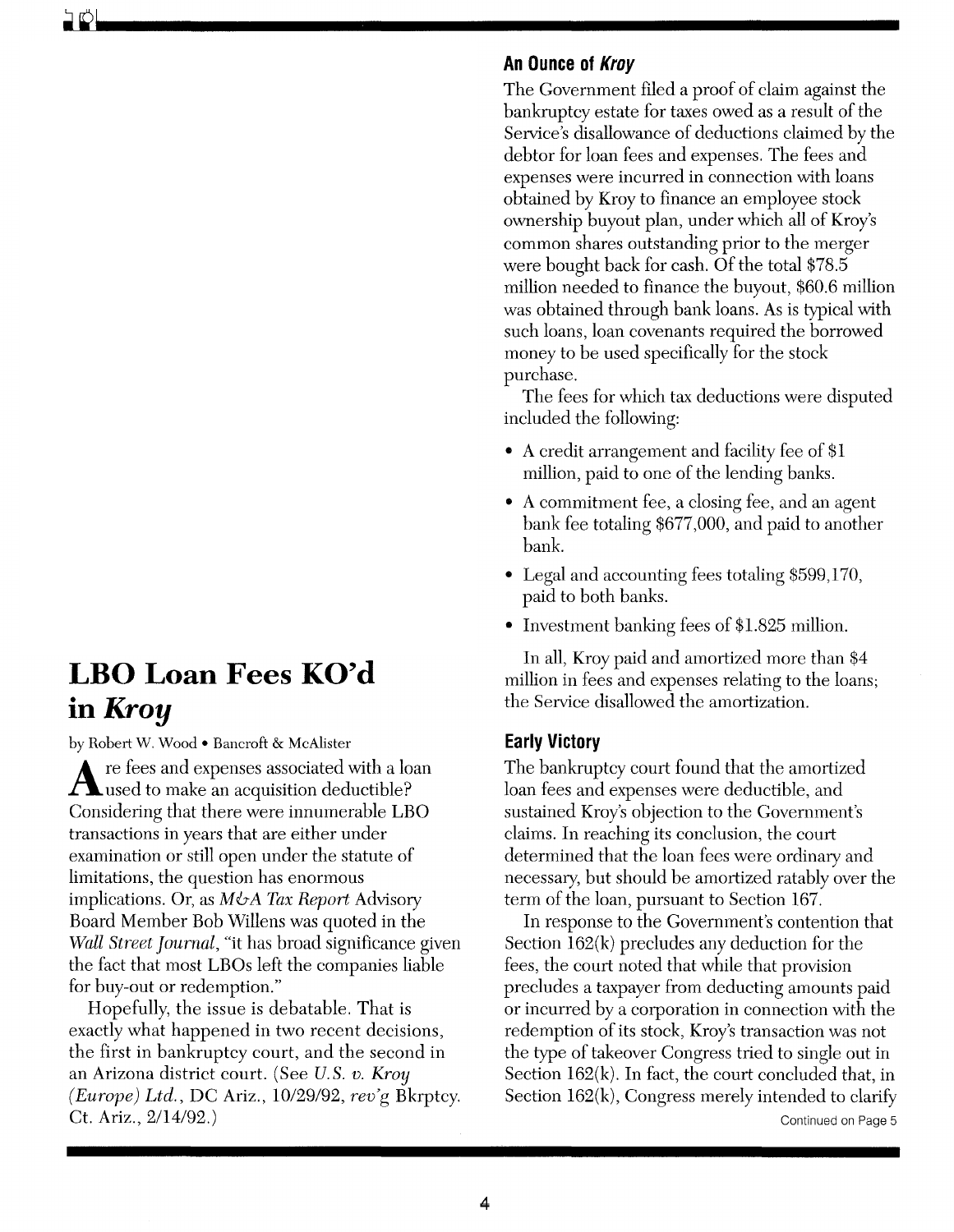# LBO Loan Fees KO'd in *Kroy*

by Robert W. Wood • Bancroft & McAlister

Are fees and expenses associated with a loan used to make an acquisition deductible? Considering that there were innumerable LBO transactions in years that are either under examination or still open under the statute of limitations, the question has enormous implications. Or, as *M&A Tax Report* Advisory Board Member Bob Willens was quoted in the *Wall Street Journal*, "it has broad significance given the fact that most LBOs left the companies liable for buy-out or redemption."

Hopefully, the issue is debatable. That is exactly what happened in two recent decisions, the first in bankruptcy court, and the second in an Arizona district court. (See *U.S. v. Kroy (Europe) Ltd.*, DC Ariz., 10/29/92, *rev'g* Bkrptcy. Ct. Ariz., 2/14/92.)

## An Ounce of *Kroy*

The Government filed a proof of claim against the bankruptcy estate for taxes owed as a result of the Service's disallowance of deductions claimed by the debtor for loan fees and expenses. The fees and expenses were incurred in connection with loans obtained by Kroy to finance an employee stock ownership buyout plan, under which all of Kroy's common shares outstanding prior to the merger were bought back for cash. Of the total $78.5 million needed to finance the buyout, $60.6 million was obtained through bank loans. As is typical with such loans, loan covenants required the borrowed money to be used specifically for the stock purchase.

The fees for which tax deductions were disputed included the following:

- A credit arrangement and facility fee of $1 million, paid to one of the lending banks.
- A commitment fee, a closing fee, and an agent bank fee totaling $677,000, and paid to another bank.
- Legal and accounting fees totaling $599,170, paid to both banks.
- Investment banking fees of $1.825 million.

In all, Kroy paid and amortized more than $4 million in fees and expenses relating to the loans; the Service disallowed the amortization.

## Early Victory

The bankruptcy court found that the amortized loan fees and expenses were deductible, and sustained Kroy's objection to the Government's claims. In reaching its conclusion, the court determined that the loan fees were ordinary and necessary, but should be amortized ratably over the term of the loan, pursuant to Section 167.

In response to the Government's contention that Section 162(k) precludes any deduction for the fees, the court noted that while that provision precludes a taxpayer from deducting amounts paid or incurred by a corporation in connection with the redemption of its stock, Kroy's transaction was not the type of takeover Congress tried to single out in Section 162(k). In fact, the court concluded that, in Section 162(k), Congress merely intended to clarify

Continued on Page 5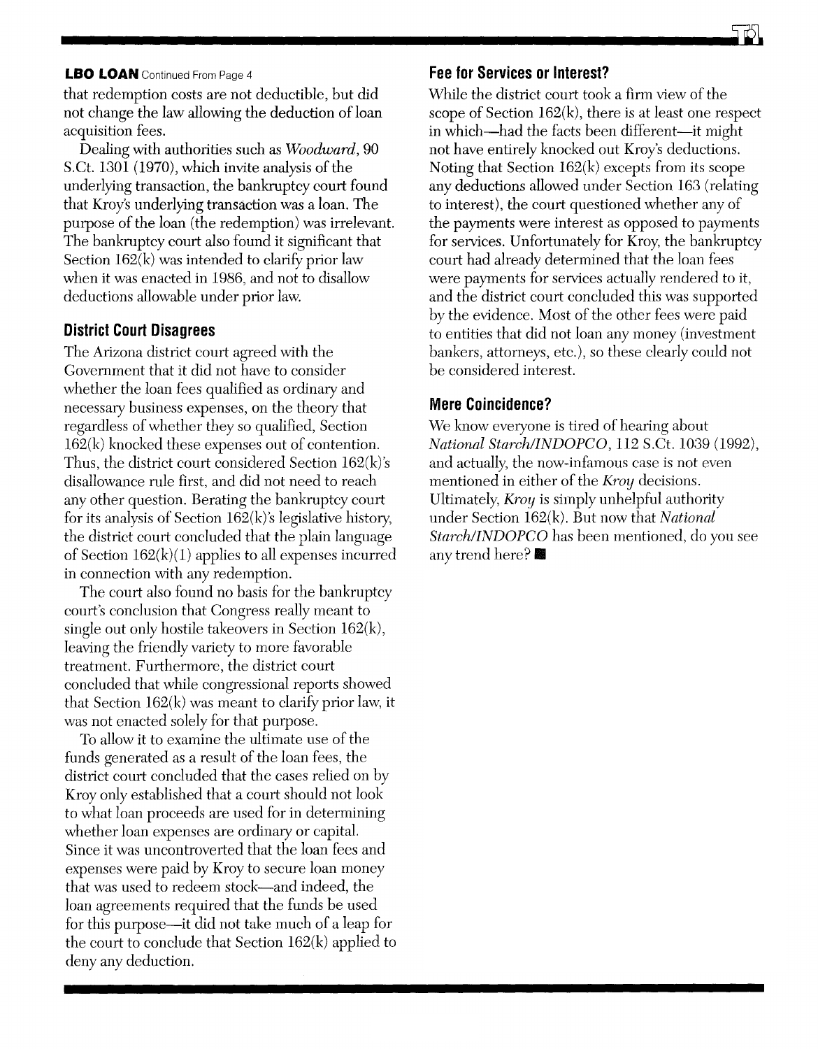**LBO LOAN** Continued From Page 4

that redemption costs are not deductible, but did not change the law allowing the deduction of loan acquisition fees.

Dealing with authorities such as *Woodward*, 90 S.Ct. 1301 (1970), which invite analysis of the underlying transaction, the bankruptcy court found that Kroy's underlying transaction was a loan. The purpose of the loan (the redemption) was irrelevant. The bankruptcy court also found it significant that Section 162(k) was intended to clarify prior law when it was enacted in 1986, and not to disallow deductions allowable under prior law.

## District Court Disagrees

The Arizona district court agreed with the Government that it did not have to consider whether the loan fees qualified as ordinary and necessary business expenses, on the theory that regardless of whether they so qualified, Section 162(k) knocked these expenses out of contention. Thus, the district court considered Section 162(k)'s disallowance rule first, and did not need to reach any other question. Berating the bankruptcy court for its analysis of Section 162(k)'s legislative history, the district court concluded that the plain language of Section 162(k)(1) applies to all expenses incurred in connection with any redemption.

The court also found no basis for the bankruptcy court's conclusion that Congress really meant to single out only hostile takeovers in Section 162(k), leaving the friendly variety to more favorable treatment. Furthermore, the district court concluded that while congressional reports showed that Section 162(k) was meant to clarify prior law, it was not enacted solely for that purpose.

To allow it to examine the ultimate use of the funds generated as a result of the loan fees, the district court concluded that the cases relied on by Kroy only established that a court should not look to what loan proceeds are used for in determining whether loan expenses are ordinary or capital. Since it was uncontroverted that the loan fees and expenses were paid by Kroy to secure loan money that was used to redeem stock—and indeed, the loan agreements required that the funds be used for this purpose—it did not take much of a leap for the court to conclude that Section 162(k) applied to deny any deduction.

## Fee for Services or Interest?

While the district court took a firm view of the scope of Section 162(k), there is at least one respect in which—had the facts been different—it might not have entirely knocked out Kroy's deductions. Noting that Section 162(k) excepts from its scope any deductions allowed under Section 163 (relating to interest), the court questioned whether any of the payments were interest as opposed to payments for services. Unfortunately for Kroy, the bankruptcy court had already determined that the loan fees were payments for services actually rendered to it, and the district court concluded this was supported by the evidence. Most of the other fees were paid to entities that did not loan any money (investment bankers, attorneys, etc.), so these clearly could not be considered interest.

## Mere Coincidence?

We know everyone is tired of hearing about *National Starch/INDOPCO*, 112 S.Ct. 1039 (1992), and actually, the now-infamous case is not even mentioned in either of the *Kroy* decisions. Ultimately, *Kroy* is simply unhelpful authority under Section 162(k). But now that *National Starch/INDOPCO* has been mentioned, do you see any trend here? ■